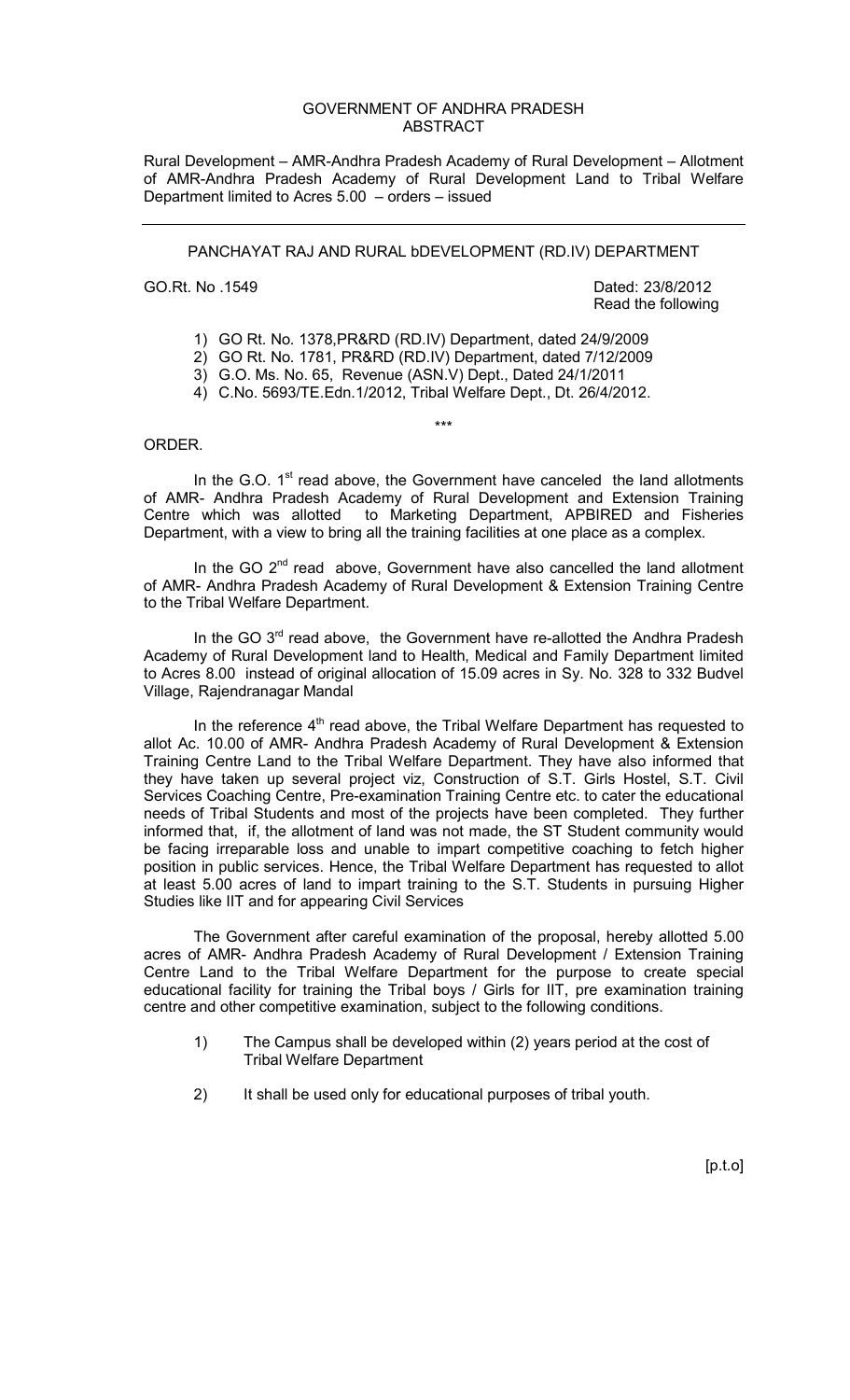# GOVERNMENT OF ANDHRA PRADESH
## ABSTRACT

Rural Development – AMR-Andhra Pradesh Academy of Rural Development – Allotment of AMR-Andhra Pradesh Academy of Rural Development Land to Tribal Welfare Department limited to Acres 5.00 – orders – issued

---

PANCHAYAT RAJ AND RURAL bDEVELOPMENT (RD.IV) DEPARTMENT

GO.Rt. No .1549 Dated: 23/8/2012

Read the following

1) GO Rt. No. 1378,PR&RD (RD.IV) Department, dated 24/9/2009
2) GO Rt. No. 1781, PR&RD (RD.IV) Department, dated 7/12/2009
3) G.O. Ms. No. 65, Revenue (ASN.V) Dept., Dated 24/1/2011
4) C.No. 5693/TE.Edn.1/2012, Tribal Welfare Dept., Dt. 26/4/2012.

\*\*\*

ORDER.

In the G.O. 1st read above, the Government have canceled the land allotments of AMR- Andhra Pradesh Academy of Rural Development and Extension Training Centre which was allotted to Marketing Department, APBIRED and Fisheries Department, with a view to bring all the training facilities at one place as a complex.

In the GO 2nd read above, Government have also cancelled the land allotment of AMR- Andhra Pradesh Academy of Rural Development & Extension Training Centre to the Tribal Welfare Department.

In the GO 3rd read above, the Government have re-allotted the Andhra Pradesh Academy of Rural Development land to Health, Medical and Family Department limited to Acres 8.00 instead of original allocation of 15.09 acres in Sy. No. 328 to 332 Budvel Village, Rajendranagar Mandal

In the reference 4th read above, the Tribal Welfare Department has requested to allot Ac. 10.00 of AMR- Andhra Pradesh Academy of Rural Development & Extension Training Centre Land to the Tribal Welfare Department. They have also informed that they have taken up several project viz, Construction of S.T. Girls Hostel, S.T. Civil Services Coaching Centre, Pre-examination Training Centre etc. to cater the educational needs of Tribal Students and most of the projects have been completed. They further informed that, if, the allotment of land was not made, the ST Student community would be facing irreparable loss and unable to impart competitive coaching to fetch higher position in public services. Hence, the Tribal Welfare Department has requested to allot at least 5.00 acres of land to impart training to the S.T. Students in pursuing Higher Studies like IIT and for appearing Civil Services

The Government after careful examination of the proposal, hereby allotted 5.00 acres of AMR- Andhra Pradesh Academy of Rural Development / Extension Training Centre Land to the Tribal Welfare Department for the purpose to create special educational facility for training the Tribal boys / Girls for IIT, pre examination training centre and other competitive examination, subject to the following conditions.

1) The Campus shall be developed within (2) years period at the cost of Tribal Welfare Department
2) It shall be used only for educational purposes of tribal youth.

[p.t.o]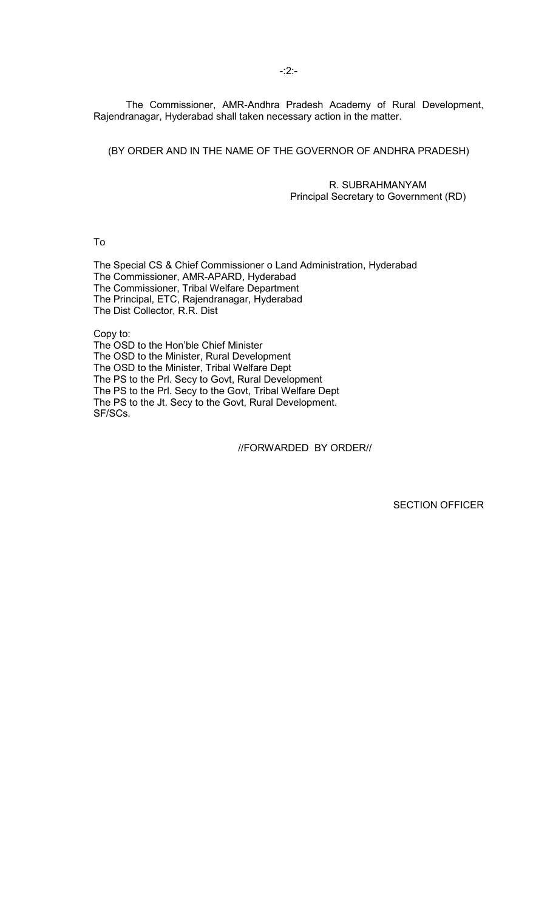The Commissioner, AMR-Andhra Pradesh Academy of Rural Development, Rajendranagar, Hyderabad shall taken necessary action in the matter.

(BY ORDER AND IN THE NAME OF THE GOVERNOR OF ANDHRA PRADESH)

R. SUBRAHMANYAM
Principal Secretary to Government (RD)

To

The Special CS & Chief Commissioner o Land Administration, Hyderabad
The Commissioner, AMR-APARD, Hyderabad
The Commissioner, Tribal Welfare Department
The Principal, ETC, Rajendranagar, Hyderabad
The Dist Collector, R.R. Dist

Copy to:
The OSD to the Hon'ble Chief Minister
The OSD to the Minister, Rural Development
The OSD to the Minister, Tribal Welfare Dept
The PS to the Prl. Secy to Govt, Rural Development
The PS to the Prl. Secy to the Govt, Tribal Welfare Dept
The PS to the Jt. Secy to the Govt, Rural Development.
SF/SCs.

//FORWARDED BY ORDER//

SECTION OFFICER